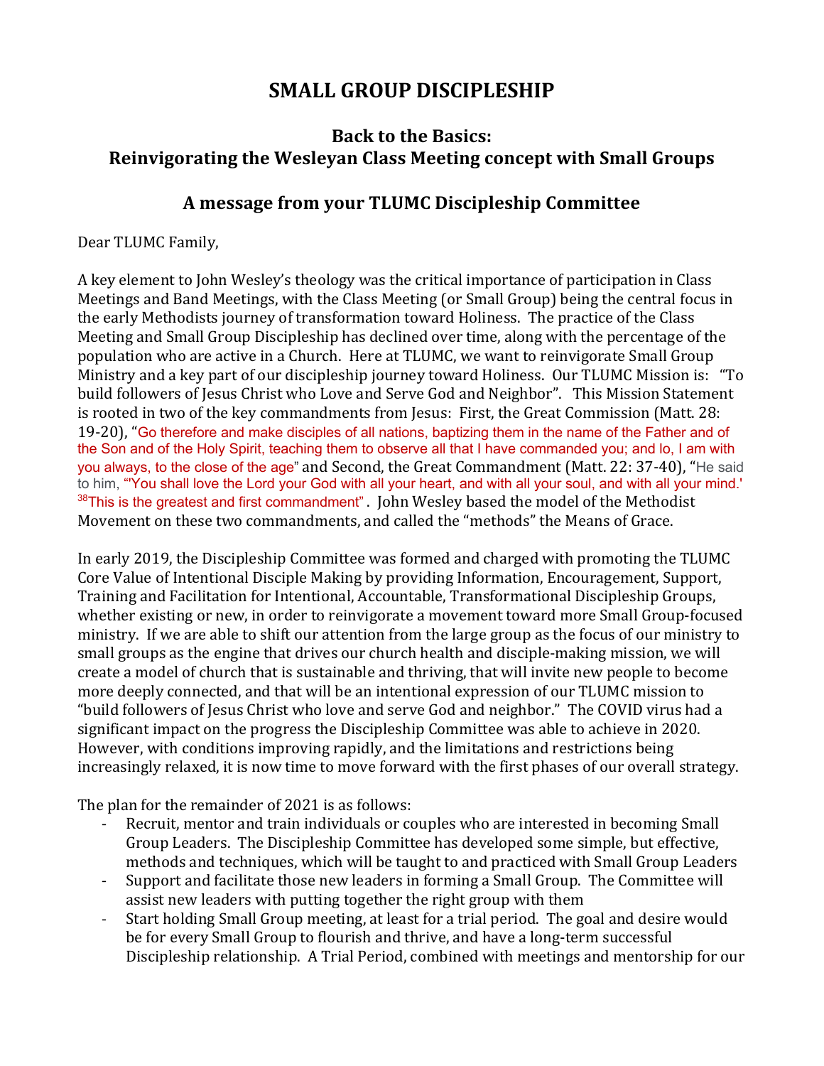# SMALL GROUP DISCIPLESHIP

## Back to the Basics:
## Reinvigorating the Wesleyan Class Meeting concept with Small Groups

## A message from your TLUMC Discipleship Committee

Dear TLUMC Family,

A key element to John Wesley's theology was the critical importance of participation in Class Meetings and Band Meetings, with the Class Meeting (or Small Group) being the central focus in the early Methodists journey of transformation toward Holiness. The practice of the Class Meeting and Small Group Discipleship has declined over time, along with the percentage of the population who are active in a Church. Here at TLUMC, we want to reinvigorate Small Group Ministry and a key part of our discipleship journey toward Holiness. Our TLUMC Mission is: "To build followers of Jesus Christ who Love and Serve God and Neighbor". This Mission Statement is rooted in two of the key commandments from Jesus: First, the Great Commission (Matt. 28: 19-20), "Go therefore and make disciples of all nations, baptizing them in the name of the Father and of the Son and of the Holy Spirit, teaching them to observe all that I have commanded you; and lo, I am with you always, to the close of the age" and Second, the Great Commandment (Matt. 22: 37-40), "He said to him, "'You shall love the Lord your God with all your heart, and with all your soul, and with all your mind.' [38]This is the greatest and first commandment". John Wesley based the model of the Methodist Movement on these two commandments, and called the "methods" the Means of Grace.

In early 2019, the Discipleship Committee was formed and charged with promoting the TLUMC Core Value of Intentional Disciple Making by providing Information, Encouragement, Support, Training and Facilitation for Intentional, Accountable, Transformational Discipleship Groups, whether existing or new, in order to reinvigorate a movement toward more Small Group-focused ministry. If we are able to shift our attention from the large group as the focus of our ministry to small groups as the engine that drives our church health and disciple-making mission, we will create a model of church that is sustainable and thriving, that will invite new people to become more deeply connected, and that will be an intentional expression of our TLUMC mission to "build followers of Jesus Christ who love and serve God and neighbor." The COVID virus had a significant impact on the progress the Discipleship Committee was able to achieve in 2020. However, with conditions improving rapidly, and the limitations and restrictions being increasingly relaxed, it is now time to move forward with the first phases of our overall strategy.

The plan for the remainder of 2021 is as follows:

- Recruit, mentor and train individuals or couples who are interested in becoming Small Group Leaders. The Discipleship Committee has developed some simple, but effective, methods and techniques, which will be taught to and practiced with Small Group Leaders
- Support and facilitate those new leaders in forming a Small Group. The Committee will assist new leaders with putting together the right group with them
- Start holding Small Group meeting, at least for a trial period. The goal and desire would be for every Small Group to flourish and thrive, and have a long-term successful Discipleship relationship. A Trial Period, combined with meetings and mentorship for our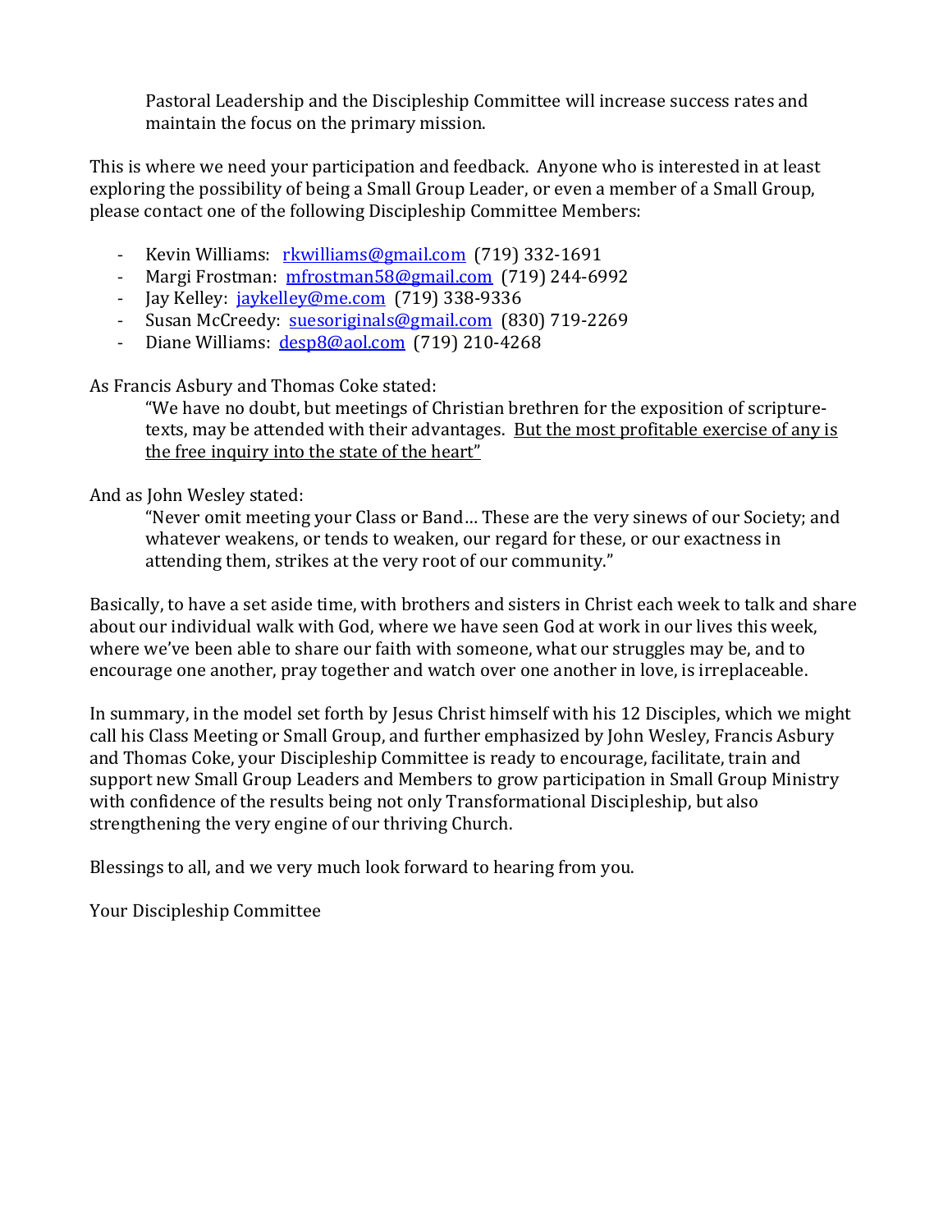Pastoral Leadership and the Discipleship Committee will increase success rates and maintain the focus on the primary mission.

This is where we need your participation and feedback. Anyone who is interested in at least exploring the possibility of being a Small Group Leader, or even a member of a Small Group, please contact one of the following Discipleship Committee Members:

- Kevin Williams: rkwilliams@gmail.com (719) 332-1691
- Margi Frostman: mfrostman58@gmail.com (719) 244-6992
- Jay Kelley: jaykelley@me.com (719) 338-9336
- Susan McCreedy: suesoriginals@gmail.com (830) 719-2269
- Diane Williams: desp8@aol.com (719) 210-4268

As Francis Asbury and Thomas Coke stated:

> "We have no doubt, but meetings of Christian brethren for the exposition of scripture-texts, may be attended with their advantages. But the most profitable exercise of any is the free inquiry into the state of the heart"

And as John Wesley stated:

> "Never omit meeting your Class or Band… These are the very sinews of our Society; and whatever weakens, or tends to weaken, our regard for these, or our exactness in attending them, strikes at the very root of our community."

Basically, to have a set aside time, with brothers and sisters in Christ each week to talk and share about our individual walk with God, where we have seen God at work in our lives this week, where we've been able to share our faith with someone, what our struggles may be, and to encourage one another, pray together and watch over one another in love, is irreplaceable.

In summary, in the model set forth by Jesus Christ himself with his 12 Disciples, which we might call his Class Meeting or Small Group, and further emphasized by John Wesley, Francis Asbury and Thomas Coke, your Discipleship Committee is ready to encourage, facilitate, train and support new Small Group Leaders and Members to grow participation in Small Group Ministry with confidence of the results being not only Transformational Discipleship, but also strengthening the very engine of our thriving Church.

Blessings to all, and we very much look forward to hearing from you.

Your Discipleship Committee